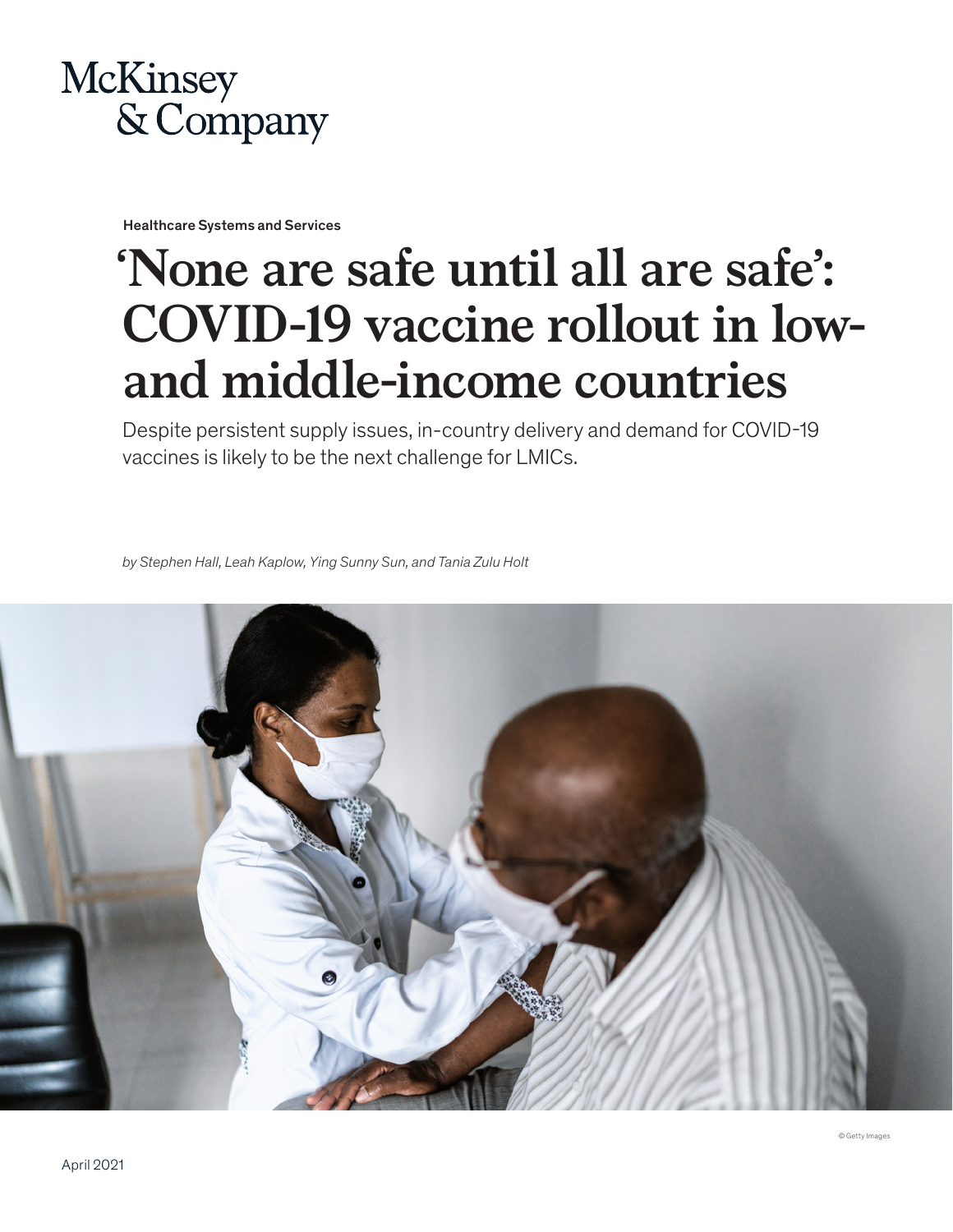McKinsey & Company

Healthcare Systems and Services

# 'None are safe until all are safe': COVID-19 vaccine rollout in low- and middle-income countries

Despite persistent supply issues, in-country delivery and demand for COVID-19 vaccines is likely to be the next challenge for LMICs.

*by Stephen Hall, Leah Kaplow, Ying Sunny Sun, and Tania Zulu Holt*

© Getty Images

April 2021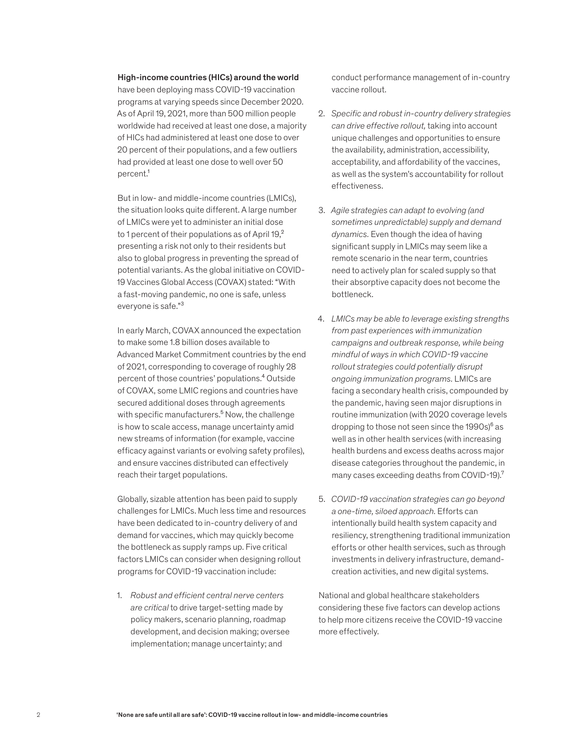**High-income countries (HICs) around the world** have been deploying mass COVID-19 vaccination programs at varying speeds since December 2020. As of April 19, 2021, more than 500 million people worldwide had received at least one dose, a majority of HICs had administered at least one dose to over 20 percent of their populations, and a few outliers had provided at least one dose to well over 50 percent.[1]

But in low- and middle-income countries (LMICs), the situation looks quite different. A large number of LMICs were yet to administer an initial dose to 1 percent of their populations as of April 19,[2] presenting a risk not only to their residents but also to global progress in preventing the spread of potential variants. As the global initiative on COVID-19 Vaccines Global Access (COVAX) stated: "With a fast-moving pandemic, no one is safe, unless everyone is safe."[3]

In early March, COVAX announced the expectation to make some 1.8 billion doses available to Advanced Market Commitment countries by the end of 2021, corresponding to coverage of roughly 28 percent of those countries' populations.[4] Outside of COVAX, some LMIC regions and countries have secured additional doses through agreements with specific manufacturers.[5] Now, the challenge is how to scale access, manage uncertainty amid new streams of information (for example, vaccine efficacy against variants or evolving safety profiles), and ensure vaccines distributed can effectively reach their target populations.

Globally, sizable attention has been paid to supply challenges for LMICs. Much less time and resources have been dedicated to in-country delivery of and demand for vaccines, which may quickly become the bottleneck as supply ramps up. Five critical factors LMICs can consider when designing rollout programs for COVID-19 vaccination include:

1. *Robust and efficient central nerve centers are critical* to drive target-setting made by policy makers, scenario planning, roadmap development, and decision making; oversee implementation; manage uncertainty; and conduct performance management of in-country vaccine rollout.

2. *Specific and robust in-country delivery strategies can drive effective rollout,* taking into account unique challenges and opportunities to ensure the availability, administration, accessibility, acceptability, and affordability of the vaccines, as well as the system's accountability for rollout effectiveness.

3. *Agile strategies can adapt to evolving (and sometimes unpredictable) supply and demand dynamics.* Even though the idea of having significant supply in LMICs may seem like a remote scenario in the near term, countries need to actively plan for scaled supply so that their absorptive capacity does not become the bottleneck.

4. *LMICs may be able to leverage existing strengths from past experiences with immunization campaigns and outbreak response, while being mindful of ways in which COVID-19 vaccine rollout strategies could potentially disrupt ongoing immunization programs.* LMICs are facing a secondary health crisis, compounded by the pandemic, having seen major disruptions in routine immunization (with 2020 coverage levels dropping to those not seen since the 1990s)[6] as well as in other health services (with increasing health burdens and excess deaths across major disease categories throughout the pandemic, in many cases exceeding deaths from COVID-19).[7]

5. *COVID-19 vaccination strategies can go beyond a one-time, siloed approach.* Efforts can intentionally build health system capacity and resiliency, strengthening traditional immunization efforts or other health services, such as through investments in delivery infrastructure, demand-creation activities, and new digital systems.

National and global healthcare stakeholders considering these five factors can develop actions to help more citizens receive the COVID-19 vaccine more effectively.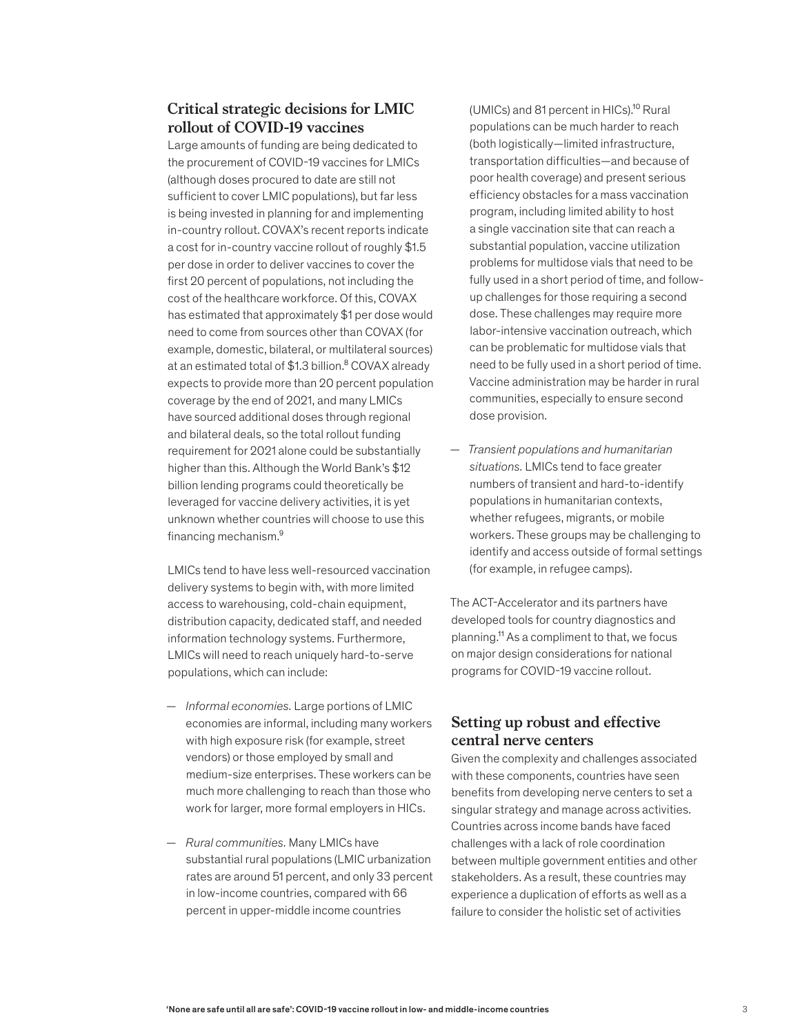## Critical strategic decisions for LMIC rollout of COVID-19 vaccines

Large amounts of funding are being dedicated to the procurement of COVID-19 vaccines for LMICs (although doses procured to date are still not sufficient to cover LMIC populations), but far less is being invested in planning for and implementing in-country rollout. COVAX's recent reports indicate a cost for in-country vaccine rollout of roughly $1.5 per dose in order to deliver vaccines to cover the first 20 percent of populations, not including the cost of the healthcare workforce. Of this, COVAX has estimated that approximately $1 per dose would need to come from sources other than COVAX (for example, domestic, bilateral, or multilateral sources) at an estimated total of $1.3 billion.[8] COVAX already expects to provide more than 20 percent population coverage by the end of 2021, and many LMICs have sourced additional doses through regional and bilateral deals, so the total rollout funding requirement for 2021 alone could be substantially higher than this. Although the World Bank's $12 billion lending programs could theoretically be leveraged for vaccine delivery activities, it is yet unknown whether countries will choose to use this financing mechanism.[9]

LMICs tend to have less well-resourced vaccination delivery systems to begin with, with more limited access to warehousing, cold-chain equipment, distribution capacity, dedicated staff, and needed information technology systems. Furthermore, LMICs will need to reach uniquely hard-to-serve populations, which can include:

- *Informal economies.* Large portions of LMIC economies are informal, including many workers with high exposure risk (for example, street vendors) or those employed by small and medium-size enterprises. These workers can be much more challenging to reach than those who work for larger, more formal employers in HICs.

- *Rural communities.* Many LMICs have substantial rural populations (LMIC urbanization rates are around 51 percent, and only 33 percent in low-income countries, compared with 66 percent in upper-middle income countries (UMICs) and 81 percent in HICs).[10] Rural populations can be much harder to reach (both logistically—limited infrastructure, transportation difficulties—and because of poor health coverage) and present serious efficiency obstacles for a mass vaccination program, including limited ability to host a single vaccination site that can reach a substantial population, vaccine utilization problems for multidose vials that need to be fully used in a short period of time, and follow-up challenges for those requiring a second dose. These challenges may require more labor-intensive vaccination outreach, which can be problematic for multidose vials that need to be fully used in a short period of time. Vaccine administration may be harder in rural communities, especially to ensure second dose provision.

- *Transient populations and humanitarian situations.* LMICs tend to face greater numbers of transient and hard-to-identify populations in humanitarian contexts, whether refugees, migrants, or mobile workers. These groups may be challenging to identify and access outside of formal settings (for example, in refugee camps).

The ACT-Accelerator and its partners have developed tools for country diagnostics and planning.[11] As a compliment to that, we focus on major design considerations for national programs for COVID-19 vaccine rollout.

## Setting up robust and effective central nerve centers

Given the complexity and challenges associated with these components, countries have seen benefits from developing nerve centers to set a singular strategy and manage across activities. Countries across income bands have faced challenges with a lack of role coordination between multiple government entities and other stakeholders. As a result, these countries may experience a duplication of efforts as well as a failure to consider the holistic set of activities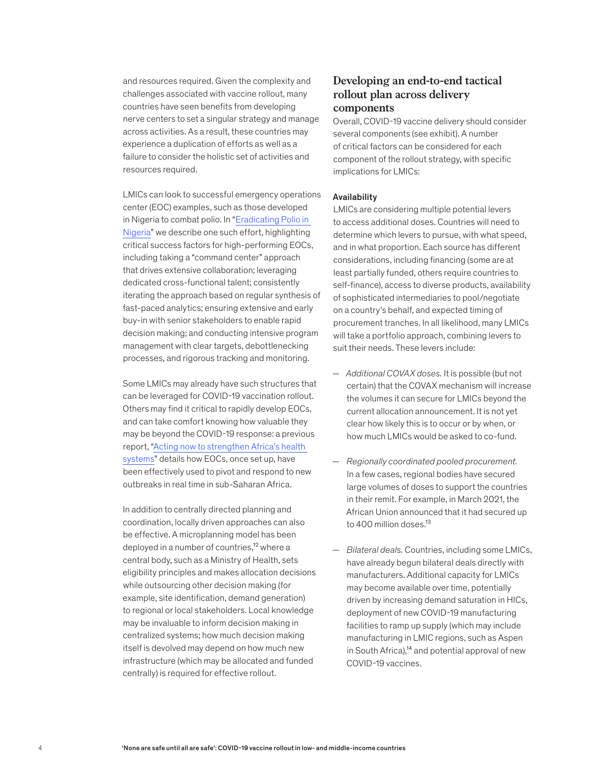and resources required. Given the complexity and challenges associated with vaccine rollout, many countries have seen benefits from developing nerve centers to set a singular strategy and manage across activities. As a result, these countries may experience a duplication of efforts as well as a failure to consider the holistic set of activities and resources required.

LMICs can look to successful emergency operations center (EOC) examples, such as those developed in Nigeria to combat polio. In "Eradicating Polio in Nigeria" we describe one such effort, highlighting critical success factors for high-performing EOCs, including taking a "command center" approach that drives extensive collaboration; leveraging dedicated cross-functional talent; consistently iterating the approach based on regular synthesis of fast-paced analytics; ensuring extensive and early buy-in with senior stakeholders to enable rapid decision making; and conducting intensive program management with clear targets, debottlenecking processes, and rigorous tracking and monitoring.

Some LMICs may already have such structures that can be leveraged for COVID-19 vaccination rollout. Others may find it critical to rapidly develop EOCs, and can take comfort knowing how valuable they may be beyond the COVID-19 response: a previous report, "Acting now to strengthen Africa's health systems" details how EOCs, once set up, have been effectively used to pivot and respond to new outbreaks in real time in sub-Saharan Africa.

In addition to centrally directed planning and coordination, locally driven approaches can also be effective. A microplanning model has been deployed in a number of countries,[12] where a central body, such as a Ministry of Health, sets eligibility principles and makes allocation decisions while outsourcing other decision making (for example, site identification, demand generation) to regional or local stakeholders. Local knowledge may be invaluable to inform decision making in centralized systems; how much decision making itself is devolved may depend on how much new infrastructure (which may be allocated and funded centrally) is required for effective rollout.

## Developing an end-to-end tactical rollout plan across delivery components

Overall, COVID-19 vaccine delivery should consider several components (see exhibit). A number of critical factors can be considered for each component of the rollout strategy, with specific implications for LMICs:

### Availability

LMICs are considering multiple potential levers to access additional doses. Countries will need to determine which levers to pursue, with what speed, and in what proportion. Each source has different considerations, including financing (some are at least partially funded, others require countries to self-finance), access to diverse products, availability of sophisticated intermediaries to pool/negotiate on a country's behalf, and expected timing of procurement tranches. In all likelihood, many LMICs will take a portfolio approach, combining levers to suit their needs. These levers include:

- *Additional COVAX doses.* It is possible (but not certain) that the COVAX mechanism will increase the volumes it can secure for LMICs beyond the current allocation announcement. It is not yet clear how likely this is to occur or by when, or how much LMICs would be asked to co-fund.

- *Regionally coordinated pooled procurement.* In a few cases, regional bodies have secured large volumes of doses to support the countries in their remit. For example, in March 2021, the African Union announced that it had secured up to 400 million doses.[13]

- *Bilateral deals.* Countries, including some LMICs, have already begun bilateral deals directly with manufacturers. Additional capacity for LMICs may become available over time, potentially driven by increasing demand saturation in HICs, deployment of new COVID-19 manufacturing facilities to ramp up supply (which may include manufacturing in LMIC regions, such as Aspen in South Africa),[14] and potential approval of new COVID-19 vaccines.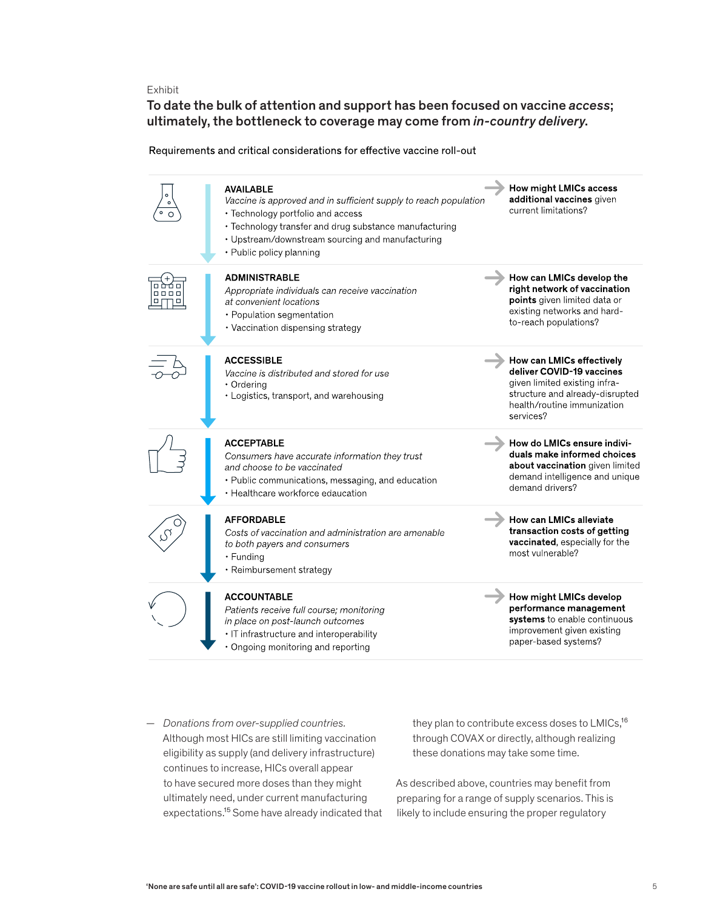Exhibit

## To date the bulk of attention and support has been focused on vaccine *access*; ultimately, the bottleneck to coverage may come from *in-country delivery*.

Requirements and critical considerations for effective vaccine roll-out

| Requirement | Critical consideration |
|---|---|
| **AVAILABLE**<br>*Vaccine is approved and in sufficient supply to reach population*<br>• Technology portfolio and access<br>• Technology transfer and drug substance manufacturing<br>• Upstream/downstream sourcing and manufacturing<br>• Public policy planning | **How might LMICs access additional vaccines** given current limitations? |
| **ADMINISTRABLE**<br>*Appropriate individuals can receive vaccination at convenient locations*<br>• Population segmentation<br>• Vaccination dispensing strategy | **How can LMICs develop the right network of vaccination points** given limited data or existing networks and hard-to-reach populations? |
| **ACCESSIBLE**<br>*Vaccine is distributed and stored for use*<br>• Ordering<br>• Logistics, transport, and warehousing | **How can LMICs effectively deliver COVID-19 vaccines** given limited existing infra-structure and already-disrupted health/routine immunization services? |
| **ACCEPTABLE**<br>*Consumers have accurate information they trust and choose to be vaccinated*<br>• Public communications, messaging, and education<br>• Healthcare workforce edaucation | **How do LMICs ensure individuals make informed choices about vaccination** given limited demand intelligence and unique demand drivers? |
| **AFFORDABLE**<br>*Costs of vaccination and administration are amenable to both payers and consumers*<br>• Funding<br>• Reimbursement strategy | **How can LMICs alleviate transaction costs of getting vaccinated**, especially for the most vulnerable? |
| **ACCOUNTABLE**<br>*Patients receive full course; monitoring in place on post-launch outcomes*<br>• IT infrastructure and interoperability<br>• Ongoing monitoring and reporting | **How might LMICs develop performance management systems** to enable continuous improvement given existing paper-based systems? |

— *Donations from over-supplied countries.* Although most HICs are still limiting vaccination eligibility as supply (and delivery infrastructure) continues to increase, HICs overall appear to have secured more doses than they might ultimately need, under current manufacturing expectations.[15] Some have already indicated that they plan to contribute excess doses to LMICs,[16] through COVAX or directly, although realizing these donations may take some time.

As described above, countries may benefit from preparing for a range of supply scenarios. This is likely to include ensuring the proper regulatory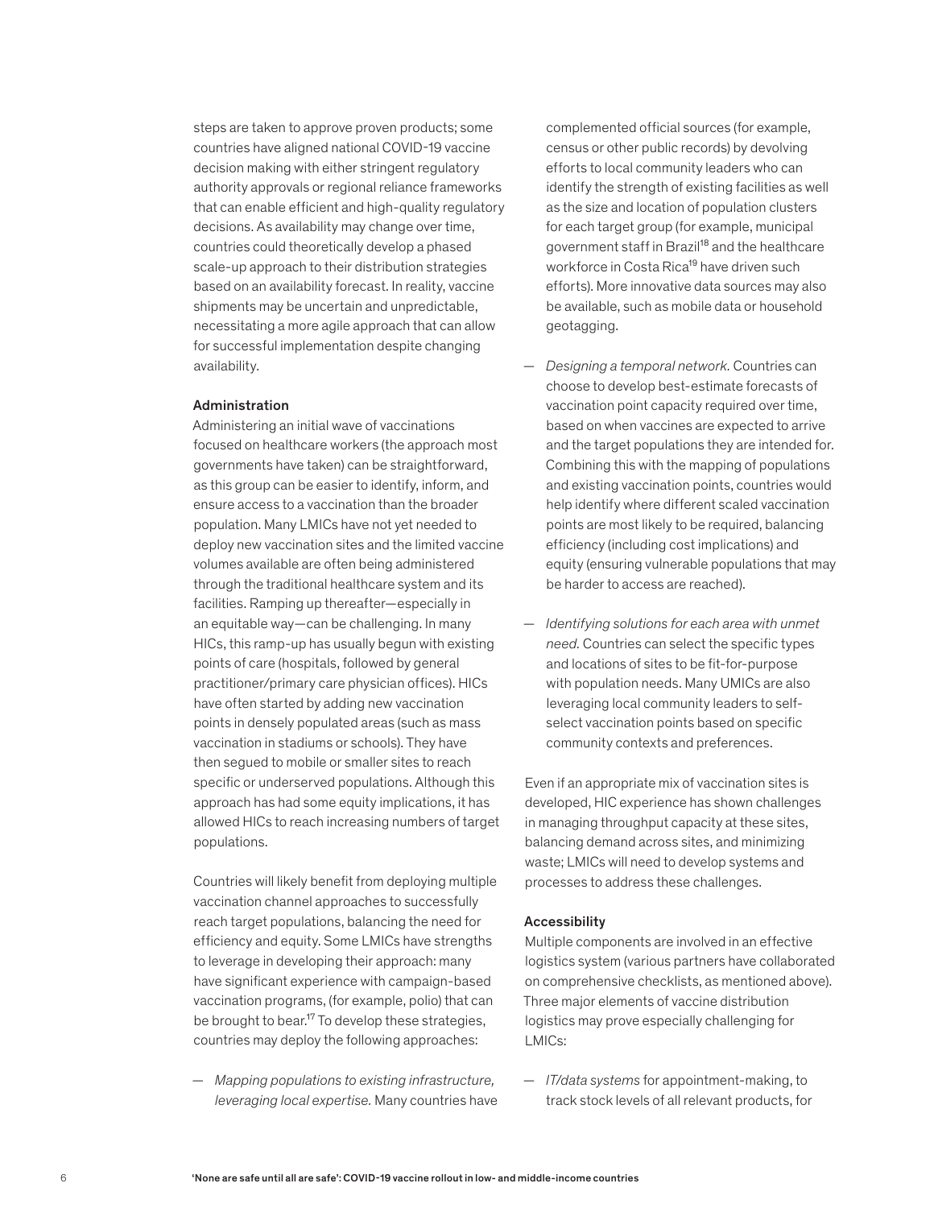steps are taken to approve proven products; some countries have aligned national COVID-19 vaccine decision making with either stringent regulatory authority approvals or regional reliance frameworks that can enable efficient and high-quality regulatory decisions. As availability may change over time, countries could theoretically develop a phased scale-up approach to their distribution strategies based on an availability forecast. In reality, vaccine shipments may be uncertain and unpredictable, necessitating a more agile approach that can allow for successful implementation despite changing availability.

**Administration**

Administering an initial wave of vaccinations focused on healthcare workers (the approach most governments have taken) can be straightforward, as this group can be easier to identify, inform, and ensure access to a vaccination than the broader population. Many LMICs have not yet needed to deploy new vaccination sites and the limited vaccine volumes available are often being administered through the traditional healthcare system and its facilities. Ramping up thereafter—especially in an equitable way—can be challenging. In many HICs, this ramp-up has usually begun with existing points of care (hospitals, followed by general practitioner/primary care physician offices). HICs have often started by adding new vaccination points in densely populated areas (such as mass vaccination in stadiums or schools). They have then segued to mobile or smaller sites to reach specific or underserved populations. Although this approach has had some equity implications, it has allowed HICs to reach increasing numbers of target populations.

Countries will likely benefit from deploying multiple vaccination channel approaches to successfully reach target populations, balancing the need for efficiency and equity. Some LMICs have strengths to leverage in developing their approach: many have significant experience with campaign-based vaccination programs, (for example, polio) that can be brought to bear.[17] To develop these strategies, countries may deploy the following approaches:

— *Mapping populations to existing infrastructure, leveraging local expertise.* Many countries have complemented official sources (for example, census or other public records) by devolving efforts to local community leaders who can identify the strength of existing facilities as well as the size and location of population clusters for each target group (for example, municipal government staff in Brazil[18] and the healthcare workforce in Costa Rica[19] have driven such efforts). More innovative data sources may also be available, such as mobile data or household geotagging.

— *Designing a temporal network.* Countries can choose to develop best-estimate forecasts of vaccination point capacity required over time, based on when vaccines are expected to arrive and the target populations they are intended for. Combining this with the mapping of populations and existing vaccination points, countries would help identify where different scaled vaccination points are most likely to be required, balancing efficiency (including cost implications) and equity (ensuring vulnerable populations that may be harder to access are reached).

— *Identifying solutions for each area with unmet need.* Countries can select the specific types and locations of sites to be fit-for-purpose with population needs. Many UMICs are also leveraging local community leaders to self-select vaccination points based on specific community contexts and preferences.

Even if an appropriate mix of vaccination sites is developed, HIC experience has shown challenges in managing throughput capacity at these sites, balancing demand across sites, and minimizing waste; LMICs will need to develop systems and processes to address these challenges.

**Accessibility**

Multiple components are involved in an effective logistics system (various partners have collaborated on comprehensive checklists, as mentioned above). Three major elements of vaccine distribution logistics may prove especially challenging for LMICs:

— *IT/data systems* for appointment-making, to track stock levels of all relevant products, for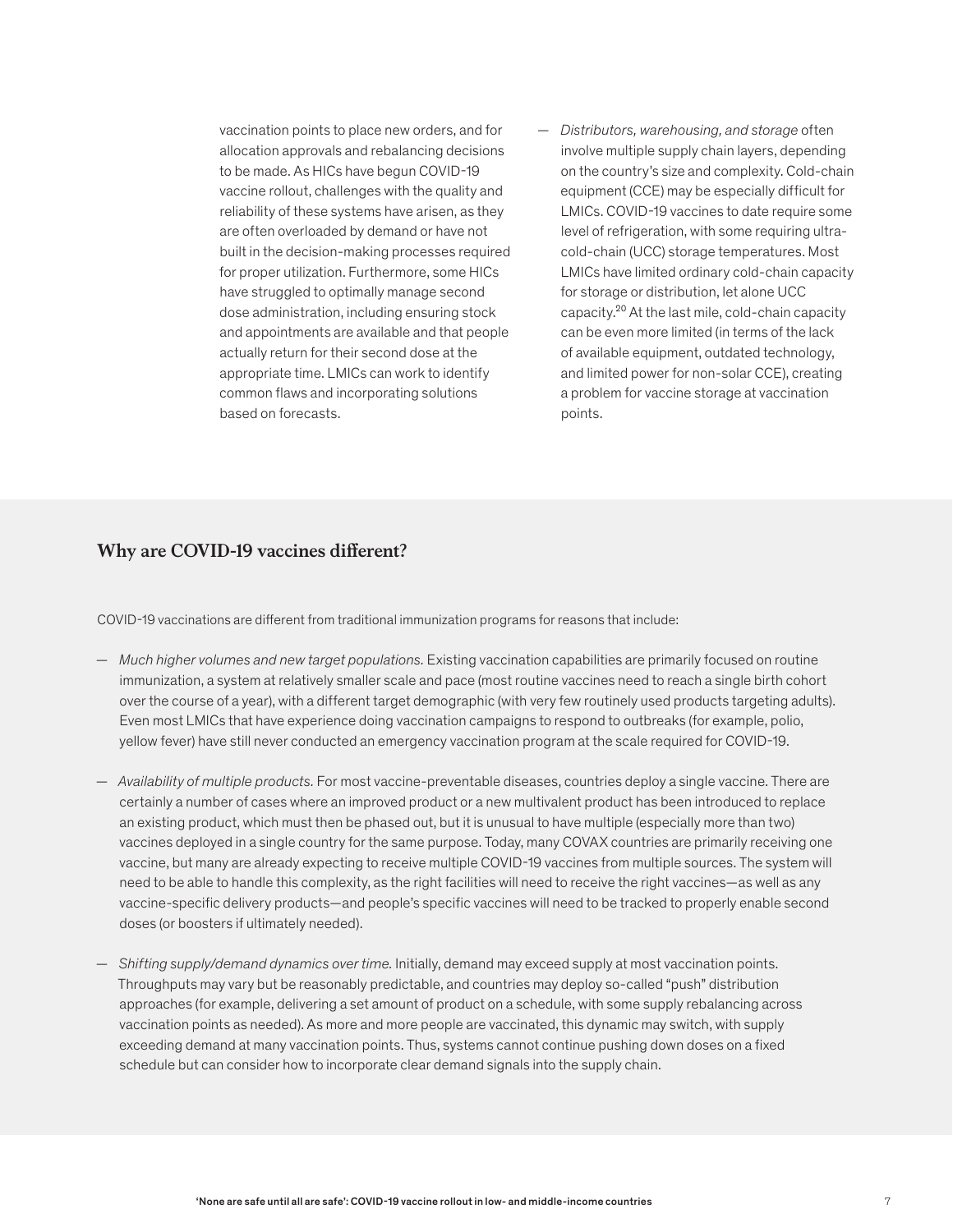vaccination points to place new orders, and for allocation approvals and rebalancing decisions to be made. As HICs have begun COVID-19 vaccine rollout, challenges with the quality and reliability of these systems have arisen, as they are often overloaded by demand or have not built in the decision-making processes required for proper utilization. Furthermore, some HICs have struggled to optimally manage second dose administration, including ensuring stock and appointments are available and that people actually return for their second dose at the appropriate time. LMICs can work to identify common flaws and incorporating solutions based on forecasts.

— *Distributors, warehousing, and storage* often involve multiple supply chain layers, depending on the country's size and complexity. Cold-chain equipment (CCE) may be especially difficult for LMICs. COVID-19 vaccines to date require some level of refrigeration, with some requiring ultra-cold-chain (UCC) storage temperatures. Most LMICs have limited ordinary cold-chain capacity for storage or distribution, let alone UCC capacity.[20] At the last mile, cold-chain capacity can be even more limited (in terms of the lack of available equipment, outdated technology, and limited power for non-solar CCE), creating a problem for vaccine storage at vaccination points.

## Why are COVID-19 vaccines different?

COVID-19 vaccinations are different from traditional immunization programs for reasons that include:

— *Much higher volumes and new target populations.* Existing vaccination capabilities are primarily focused on routine immunization, a system at relatively smaller scale and pace (most routine vaccines need to reach a single birth cohort over the course of a year), with a different target demographic (with very few routinely used products targeting adults). Even most LMICs that have experience doing vaccination campaigns to respond to outbreaks (for example, polio, yellow fever) have still never conducted an emergency vaccination program at the scale required for COVID-19.

— *Availability of multiple products.* For most vaccine-preventable diseases, countries deploy a single vaccine. There are certainly a number of cases where an improved product or a new multivalent product has been introduced to replace an existing product, which must then be phased out, but it is unusual to have multiple (especially more than two) vaccines deployed in a single country for the same purpose. Today, many COVAX countries are primarily receiving one vaccine, but many are already expecting to receive multiple COVID-19 vaccines from multiple sources. The system will need to be able to handle this complexity, as the right facilities will need to receive the right vaccines—as well as any vaccine-specific delivery products—and people's specific vaccines will need to be tracked to properly enable second doses (or boosters if ultimately needed).

— *Shifting supply/demand dynamics over time.* Initially, demand may exceed supply at most vaccination points. Throughputs may vary but be reasonably predictable, and countries may deploy so-called "push" distribution approaches (for example, delivering a set amount of product on a schedule, with some supply rebalancing across vaccination points as needed). As more and more people are vaccinated, this dynamic may switch, with supply exceeding demand at many vaccination points. Thus, systems cannot continue pushing down doses on a fixed schedule but can consider how to incorporate clear demand signals into the supply chain.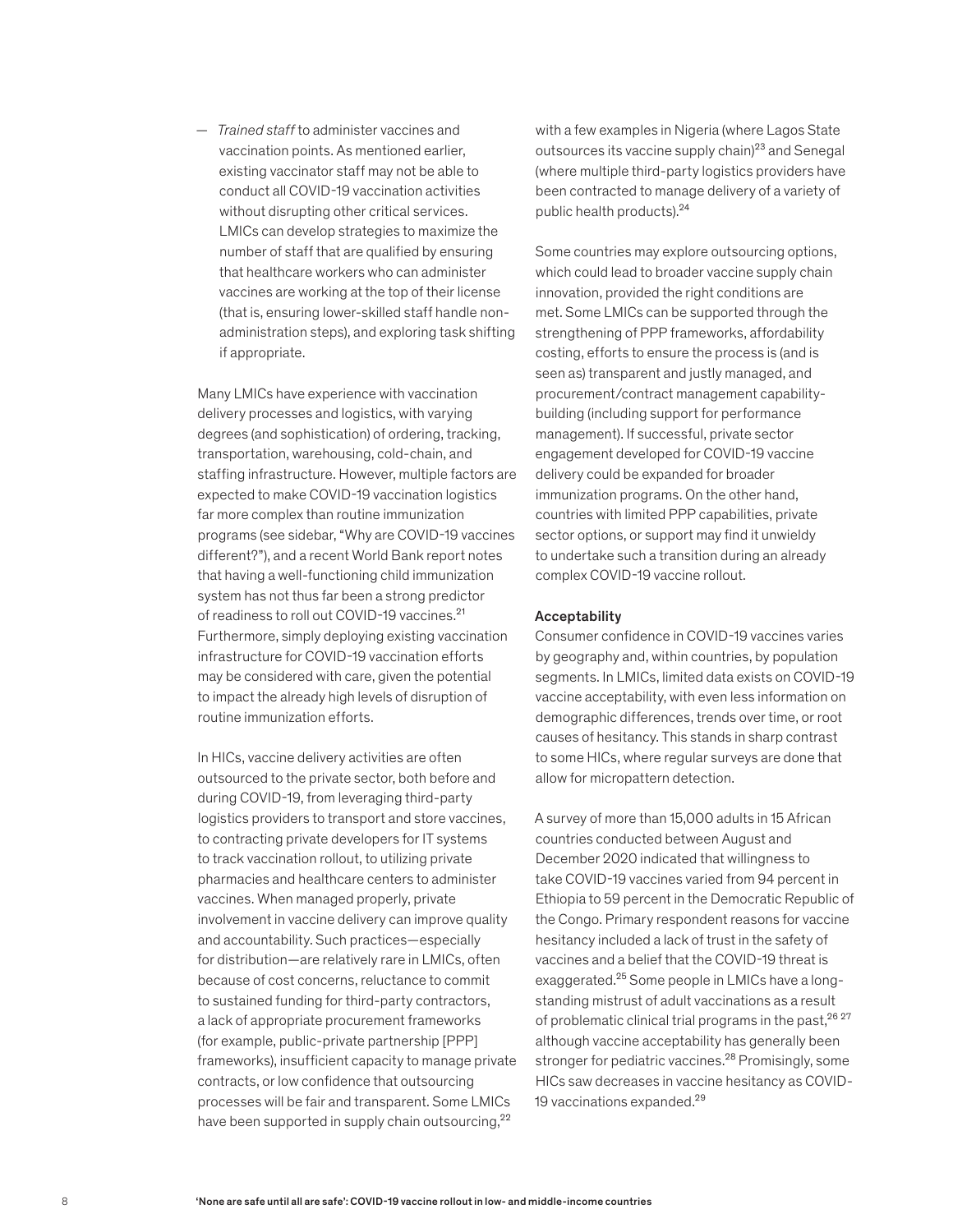— *Trained staff* to administer vaccines and vaccination points. As mentioned earlier, existing vaccinator staff may not be able to conduct all COVID-19 vaccination activities without disrupting other critical services. LMICs can develop strategies to maximize the number of staff that are qualified by ensuring that healthcare workers who can administer vaccines are working at the top of their license (that is, ensuring lower-skilled staff handle non-administration steps), and exploring task shifting if appropriate.

Many LMICs have experience with vaccination delivery processes and logistics, with varying degrees (and sophistication) of ordering, tracking, transportation, warehousing, cold-chain, and staffing infrastructure. However, multiple factors are expected to make COVID-19 vaccination logistics far more complex than routine immunization programs (see sidebar, "Why are COVID-19 vaccines different?"), and a recent World Bank report notes that having a well-functioning child immunization system has not thus far been a strong predictor of readiness to roll out COVID-19 vaccines.[21] Furthermore, simply deploying existing vaccination infrastructure for COVID-19 vaccination efforts may be considered with care, given the potential to impact the already high levels of disruption of routine immunization efforts.

In HICs, vaccine delivery activities are often outsourced to the private sector, both before and during COVID-19, from leveraging third-party logistics providers to transport and store vaccines, to contracting private developers for IT systems to track vaccination rollout, to utilizing private pharmacies and healthcare centers to administer vaccines. When managed properly, private involvement in vaccine delivery can improve quality and accountability. Such practices—especially for distribution—are relatively rare in LMICs, often because of cost concerns, reluctance to commit to sustained funding for third-party contractors, a lack of appropriate procurement frameworks (for example, public-private partnership [PPP] frameworks), insufficient capacity to manage private contracts, or low confidence that outsourcing processes will be fair and transparent. Some LMICs have been supported in supply chain outsourcing,[22] with a few examples in Nigeria (where Lagos State outsources its vaccine supply chain)[23] and Senegal (where multiple third-party logistics providers have been contracted to manage delivery of a variety of public health products).[24]

Some countries may explore outsourcing options, which could lead to broader vaccine supply chain innovation, provided the right conditions are met. Some LMICs can be supported through the strengthening of PPP frameworks, affordability costing, efforts to ensure the process is (and is seen as) transparent and justly managed, and procurement/contract management capability-building (including support for performance management). If successful, private sector engagement developed for COVID-19 vaccine delivery could be expanded for broader immunization programs. On the other hand, countries with limited PPP capabilities, private sector options, or support may find it unwieldy to undertake such a transition during an already complex COVID-19 vaccine rollout.

### Acceptability

Consumer confidence in COVID-19 vaccines varies by geography and, within countries, by population segments. In LMICs, limited data exists on COVID-19 vaccine acceptability, with even less information on demographic differences, trends over time, or root causes of hesitancy. This stands in sharp contrast to some HICs, where regular surveys are done that allow for micropattern detection.

A survey of more than 15,000 adults in 15 African countries conducted between August and December 2020 indicated that willingness to take COVID-19 vaccines varied from 94 percent in Ethiopia to 59 percent in the Democratic Republic of the Congo. Primary respondent reasons for vaccine hesitancy included a lack of trust in the safety of vaccines and a belief that the COVID-19 threat is exaggerated.[25] Some people in LMICs have a long-standing mistrust of adult vaccinations as a result of problematic clinical trial programs in the past,[26, 27] although vaccine acceptability has generally been stronger for pediatric vaccines.[28] Promisingly, some HICs saw decreases in vaccine hesitancy as COVID-19 vaccinations expanded.[29]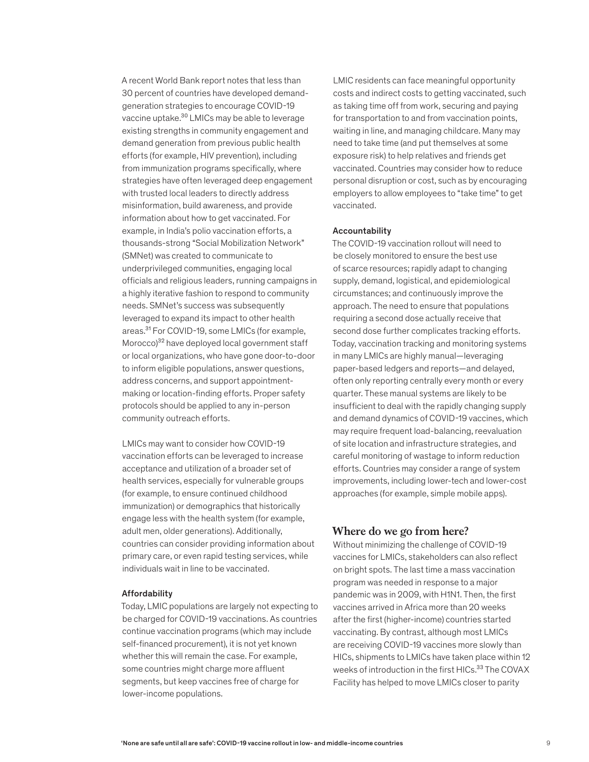A recent World Bank report notes that less than 30 percent of countries have developed demand-generation strategies to encourage COVID-19 vaccine uptake.[30] LMICs may be able to leverage existing strengths in community engagement and demand generation from previous public health efforts (for example, HIV prevention), including from immunization programs specifically, where strategies have often leveraged deep engagement with trusted local leaders to directly address misinformation, build awareness, and provide information about how to get vaccinated. For example, in India's polio vaccination efforts, a thousands-strong "Social Mobilization Network" (SMNet) was created to communicate to underprivileged communities, engaging local officials and religious leaders, running campaigns in a highly iterative fashion to respond to community needs. SMNet's success was subsequently leveraged to expand its impact to other health areas.[31] For COVID-19, some LMICs (for example, Morocco)[32] have deployed local government staff or local organizations, who have gone door-to-door to inform eligible populations, answer questions, address concerns, and support appointment-making or location-finding efforts. Proper safety protocols should be applied to any in-person community outreach efforts.

LMICs may want to consider how COVID-19 vaccination efforts can be leveraged to increase acceptance and utilization of a broader set of health services, especially for vulnerable groups (for example, to ensure continued childhood immunization) or demographics that historically engage less with the health system (for example, adult men, older generations). Additionally, countries can consider providing information about primary care, or even rapid testing services, while individuals wait in line to be vaccinated.

**Affordability**

Today, LMIC populations are largely not expecting to be charged for COVID-19 vaccinations. As countries continue vaccination programs (which may include self-financed procurement), it is not yet known whether this will remain the case. For example, some countries might charge more affluent segments, but keep vaccines free of charge for lower-income populations.

LMIC residents can face meaningful opportunity costs and indirect costs to getting vaccinated, such as taking time off from work, securing and paying for transportation to and from vaccination points, waiting in line, and managing childcare. Many may need to take time (and put themselves at some exposure risk) to help relatives and friends get vaccinated. Countries may consider how to reduce personal disruption or cost, such as by encouraging employers to allow employees to "take time" to get vaccinated.

**Accountability**

The COVID-19 vaccination rollout will need to be closely monitored to ensure the best use of scarce resources; rapidly adapt to changing supply, demand, logistical, and epidemiological circumstances; and continuously improve the approach. The need to ensure that populations requiring a second dose actually receive that second dose further complicates tracking efforts. Today, vaccination tracking and monitoring systems in many LMICs are highly manual—leveraging paper-based ledgers and reports—and delayed, often only reporting centrally every month or every quarter. These manual systems are likely to be insufficient to deal with the rapidly changing supply and demand dynamics of COVID-19 vaccines, which may require frequent load-balancing, reevaluation of site location and infrastructure strategies, and careful monitoring of wastage to inform reduction efforts. Countries may consider a range of system improvements, including lower-tech and lower-cost approaches (for example, simple mobile apps).

## Where do we go from here?

Without minimizing the challenge of COVID-19 vaccines for LMICs, stakeholders can also reflect on bright spots. The last time a mass vaccination program was needed in response to a major pandemic was in 2009, with H1N1. Then, the first vaccines arrived in Africa more than 20 weeks after the first (higher-income) countries started vaccinating. By contrast, although most LMICs are receiving COVID-19 vaccines more slowly than HICs, shipments to LMICs have taken place within 12 weeks of introduction in the first HICs.[33] The COVAX Facility has helped to move LMICs closer to parity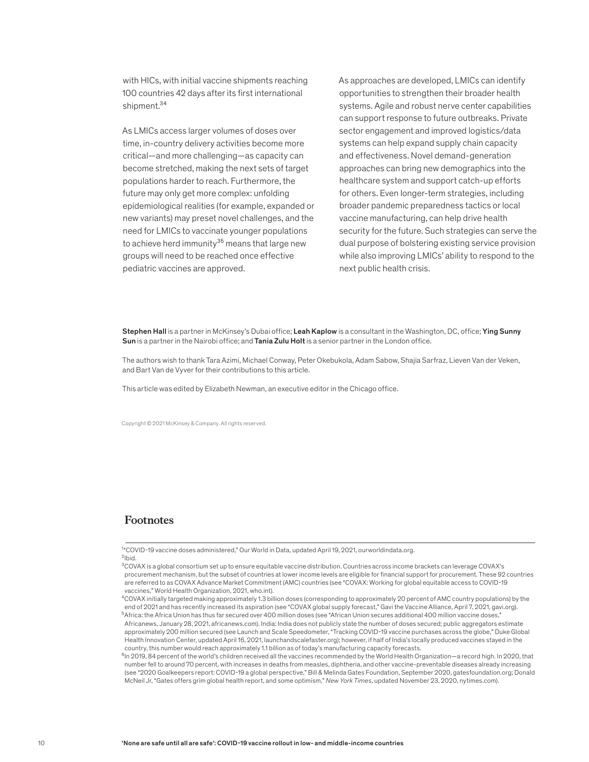with HICs, with initial vaccine shipments reaching 100 countries 42 days after its first international shipment.[34]

As LMICs access larger volumes of doses over time, in-country delivery activities become more critical—and more challenging—as capacity can become stretched, making the next sets of target populations harder to reach. Furthermore, the future may only get more complex: unfolding epidemiological realities (for example, expanded or new variants) may preset novel challenges, and the need for LMICs to vaccinate younger populations to achieve herd immunity[35] means that large new groups will need to be reached once effective pediatric vaccines are approved.

As approaches are developed, LMICs can identify opportunities to strengthen their broader health systems. Agile and robust nerve center capabilities can support response to future outbreaks. Private sector engagement and improved logistics/data systems can help expand supply chain capacity and effectiveness. Novel demand-generation approaches can bring new demographics into the healthcare system and support catch-up efforts for others. Even longer-term strategies, including broader pandemic preparedness tactics or local vaccine manufacturing, can help drive health security for the future. Such strategies can serve the dual purpose of bolstering existing service provision while also improving LMICs' ability to respond to the next public health crisis.

**Stephen Hall** is a partner in McKinsey's Dubai office; **Leah Kaplow** is a consultant in the Washington, DC, office; **Ying Sunny Sun** is a partner in the Nairobi office; and **Tania Zulu Holt** is a senior partner in the London office.

The authors wish to thank Tara Azimi, Michael Conway, Peter Okebukola, Adam Sabow, Shajia Sarfraz, Lieven Van der Veken, and Bart Van de Vyver for their contributions to this article.

This article was edited by Elizabeth Newman, an executive editor in the Chicago office.

Copyright © 2021 McKinsey & Company. All rights reserved.

## Footnotes

[1] "COVID-19 vaccine doses administered," Our World in Data, updated April 19, 2021, ourworldindata.org.

[2] Ibid.

[3] COVAX is a global consortium set up to ensure equitable vaccine distribution. Countries across income brackets can leverage COVAX's procurement mechanism, but the subset of countries at lower income levels are eligible for financial support for procurement. These 92 countries are referred to as COVAX Advance Market Commitment (AMC) countries (see "COVAX: Working for global equitable access to COVID-19 vaccines," World Health Organization, 2021, who.int).

[4] COVAX initially targeted making approximately 1.3 billion doses (corresponding to approximately 20 percent of AMC country populations) by the end of 2021 and has recently increased its aspiration (see "COVAX global supply forecast," Gavi the Vaccine Alliance, April 7, 2021, gavi.org).

[5] Africa: the Africa Union has thus far secured over 400 million doses (see "African Union secures additional 400 million vaccine doses," Africanews, January 28, 2021, africanews.com). India: India does not publicly state the number of doses secured; public aggregators estimate approximately 200 million secured (see Launch and Scale Speedometer, "Tracking COVID-19 vaccine purchases across the globe," Duke Global Health Innovation Center, updated April 16, 2021, launchandscalefaster.org); however, if half of India's locally produced vaccines stayed in the country, this number would reach approximately 1.1 billion as of today's manufacturing capacity forecasts.

[6] In 2019, 84 percent of the world's children received all the vaccines recommended by the World Health Organization—a record high. In 2020, that number fell to around 70 percent, with increases in deaths from measles, diphtheria, and other vaccine-preventable diseases already increasing (see "2020 Goalkeepers report: COVID-19 a global perspective," Bill & Melinda Gates Foundation, September 2020, gatesfoundation.org; Donald McNeil Jr, "Gates offers grim global health report, and some optimism," *New York Times*, updated November 23, 2020, nytimes.com).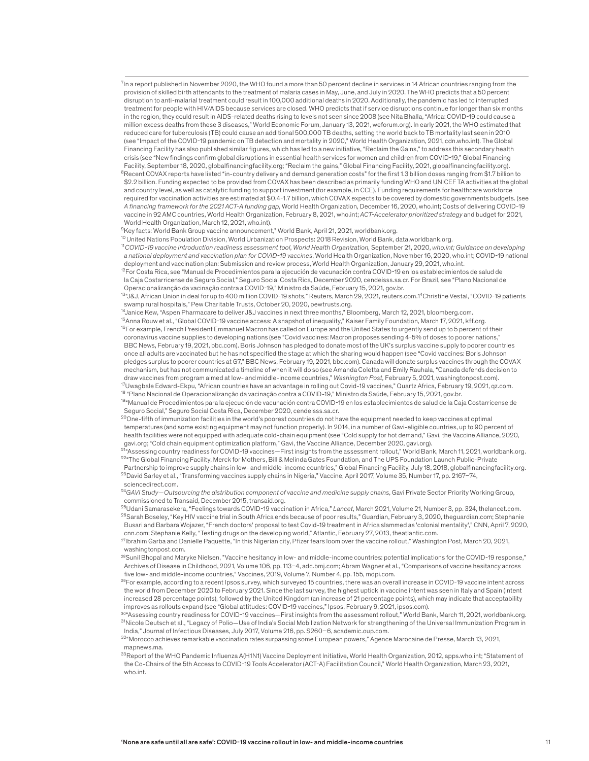[7]In a report published in November 2020, the WHO found a more than 50 percent decline in services in 14 African countries ranging from the provision of skilled birth attendants to the treatment of malaria cases in May, June, and July in 2020. The WHO predicts that a 50 percent disruption to anti-malarial treatment could result in 100,000 additional deaths in 2020. Additionally, the pandemic has led to interrupted treatment for people with HIV/AIDS because services are closed. WHO predicts that if service disruptions continue for longer than six months in the region, they could result in AIDS-related deaths rising to levels not seen since 2008 (see Nita Bhalla, "Africa: COVID-19 could cause a million excess deaths from these 3 diseases," World Economic Forum, January 13, 2021, weforum.org). In early 2021, the WHO estimated that reduced care for tuberculosis (TB) could cause an additional 500,000 TB deaths, setting the world back to TB mortality last seen in 2010 (see "Impact of the COVID-19 pandemic on TB detection and mortality in 2020," World Health Organization, 2021, cdn.who.int). The Global Financing Facility has also published similar figures, which has led to a new initiative, "Reclaim the Gains," to address this secondary health crisis (see "New findings confirm global disruptions in essential health services for women and children from COVID-19," Global Financing Facility, September 18, 2020, globalfinancingfacility.org; "Reclaim the gains," Global Financing Facility, 2021, globalfinancingfacility.org).

[8]Recent COVAX reports have listed "in-country delivery and demand generation costs" for the first 1.3 billion doses ranging from $1.7 billion to $2.2 billion. Funding expected to be provided from COVAX has been described as primarily funding WHO and UNICEF TA activities at the global and country level, as well as catalytic funding to support investment (for example, in CCE). Funding requirements for healthcare workforce required for vaccination activities are estimated at $0.4-1.7 billion, which COVAX expects to be covered by domestic governments budgets. (see *A financing framework for the 2021 ACT-A funding gap*, World Health Organization, December 16, 2020, who.int; Costs of delivering COVID-19 vaccine in 92 AMC countries, World Health Organization, February 8, 2021, who.int; *ACT-Accelerator prioritized strategy* and budget for 2021, World Health Organization, March 12, 2021, who.int).

[9]Key facts: World Bank Group vaccine announcement," World Bank, April 21, 2021, worldbank.org.

[10]United Nations Population Division, World Urbanization Prospects: 2018 Revision, World Bank, data.worldbank.org.

[11]*COVID-19 vaccine introduction readiness assessment tool, World Health Organization,* September 21, 2020, *who.int; Guidance on developing a national deployment and vaccination plan for COVID-19 vaccines*, World Health Organization, November 16, 2020, who.int; COVID-19 national deployment and vaccination plan: Submission and review process, World Health Organization, January 29, 2021, who.int.

[12]For Costa Rica, see "Manual de Procedimientos para la ejecución de vacunación contra COVID-19 en los establecimientos de salud de la Caja Costarricense de Seguro Social," Seguro Social Costa Rica, December 2020, cendeisss.sa.cr. For Brazil, see "Plano Nacional de Operacionalização da vacinação contra a COVID-19," Ministro da Saúde, February 15, 2021, gov.br.

[13]"J&J, African Union in deal for up to 400 million COVID-19 shots," Reuters, March 29, 2021, reuters.com.[14]Christine Vestal, "COVID-19 patients swamp rural hospitals," Pew Charitable Trusts, October 20, 2020, pewtrusts.org.

[14]Janice Kew, "Aspen Pharmacare to deliver J&J vaccines in next three months," Bloomberg, March 12, 2021, bloomberg.com.

[15]Anna Rouw et al., "Global COVID-19 vaccine access: A snapshot of inequality," Kaiser Family Foundation, March 17, 2021, kff.org.

[16]For example, French President Emmanuel Macron has called on Europe and the United States to urgently send up to 5 percent of their coronavirus vaccine supplies to developing nations (see "Covid vaccines: Macron proposes sending 4-5% of doses to poorer nations," BBC News, February 19, 2021, bbc.com). Boris Johnson has pledged to donate most of the UK's surplus vaccine supply to poorer countries once all adults are vaccinated but he has not specified the stage at which the sharing would happen (see "Covid vaccines: Boris Johnson pledges surplus to poorer countries at G7," BBC News, February 19, 2021, bbc.com). Canada will donate surplus vaccines through the COVAX mechanism, but has not communicated a timeline of when it will do so (see Amanda Coletta and Emily Rauhala, "Canada defends decision to draw vaccines from program aimed at low- and middle-income countries," *Washington Post,* February 5, 2021, washingtonpost.com).

[17]Uwagbale Edward-Ekpu, "African countries have an advantage in rolling out Covid-19 vaccines," Quartz Africa, February 19, 2021, qz.com.

[18]"Plano Nacional de Operacionalização da vacinação contra a COVID-19," Ministro da Saúde, February 15, 2021, gov.br.

[19]"Manual de Procedimientos para la ejecución de vacunación contra COVID-19 en los establecimientos de salud de la Caja Costarricense de Seguro Social," Seguro Social Costa Rica, December 2020, cendeisss.sa.cr.

[20]One-fifth of immunization facilities in the world's poorest countries do not have the equipment needed to keep vaccines at optimal temperatures (and some existing equipment may not function properly). In 2014, in a number of Gavi-eligible countries, up to 90 percent of health facilities were not equipped with adequate cold-chain equipment (see "Cold supply for hot demand," Gavi, the Vaccine Alliance, 2020, gavi.org; "Cold chain equipment optimization platform," Gavi, the Vaccine Alliance, December 2020, gavi.org).

[21]"Assessing country readiness for COVID-19 vaccines—First insights from the assessment rollout," World Bank, March 11, 2021, worldbank.org.

[22]"The Global Financing Facility, Merck for Mothers, Bill & Melinda Gates Foundation, and The UPS Foundation Launch Public-Private Partnership to improve supply chains in low- and middle-income countries," Global Financing Facility, July 18, 2018, globalfinancingfacility.org.

[23]David Sarley et al., "Transforming vaccines supply chains in Nigeria," Vaccine, April 2017, Volume 35, Number 17, pp. 2167–74, sciencedirect.com.

[24]*GAVI Study—Outsourcing the distribution component of vaccine and medicine supply chains*, Gavi Private Sector Priority Working Group, commissioned to Transaid, December 2015, transaid.org.

[25]Udani Samarasekera, "Feelings towards COVID-19 vaccination in Africa," *Lancet*, March 2021, Volume 21, Number 3, pp. 324, thelancet.com.

[26]Sarah Boseley, "Key HIV vaccine trial in South Africa ends because of poor results," Guardian, February 3, 2020, theguardian.com; Stephanie Busari and Barbara Wojazer, "French doctors' proposal to test Covid-19 treatment in Africa slammed as 'colonial mentality'," CNN, April 7, 2020, cnn.com; Stephanie Kelly, "Testing drugs on the developing world," Atlantic, February 27, 2013, theatlantic.com.

[27]Ibrahim Garba and Danielle Paquette, "In this Nigerian city, Pfizer fears loom over the vaccine rollout," Washington Post, March 20, 2021, washingtonpost.com.

[28]Sunil Bhopal and Maryke Nielsen, "Vaccine hesitancy in low- and middle-income countries: potential implications for the COVID-19 response," Archives of Disease in Childhood, 2021, Volume 106, pp. 113–4, adc.bmj.com; Abram Wagner et al., "Comparisons of vaccine hesitancy across five low- and middle-income countries," Vaccines, 2019, Volume 7, Number 4, pp. 155, mdpi.com.

[29]For example, according to a recent Ipsos survey, which surveyed 15 countries, there was an overall increase in COVID-19 vaccine intent across the world from December 2020 to February 2021. Since the last survey, the highest uptick in vaccine intent was seen in Italy and Spain (intent increased 28 percentage points), followed by the United Kingdom (an increase of 21 percentage points), which may indicate that acceptability improves as rollouts expand (see "Global attitudes: COVID-19 vaccines," Ipsos, February 9, 2021, ipsos.com).

[30]"Assessing country readiness for COVID-19 vaccines—First insights from the assessment rollout," World Bank, March 11, 2021, worldbank.org.

[31]Nicole Deutsch et al., "Legacy of Polio—Use of India's Social Mobilization Network for strengthening of the Universal Immunization Program in India," Journal of Infectious Diseases, July 2017, Volume 216, pp. S260–6, academic.oup.com.

[32]"Morocco achieves remarkable vaccination rates surpassing some European powers," Agence Marocaine de Presse, March 13, 2021, mapnews.ma.

[33]Report of the WHO Pandemic Influenza A(H1N1) Vaccine Deployment Initiative, World Health Organization, 2012, apps.who.int; "Statement of the Co-Chairs of the 5th Access to COVID-19 Tools Accelerator (ACT-A) Facilitation Council," World Health Organization, March 23, 2021, who.int.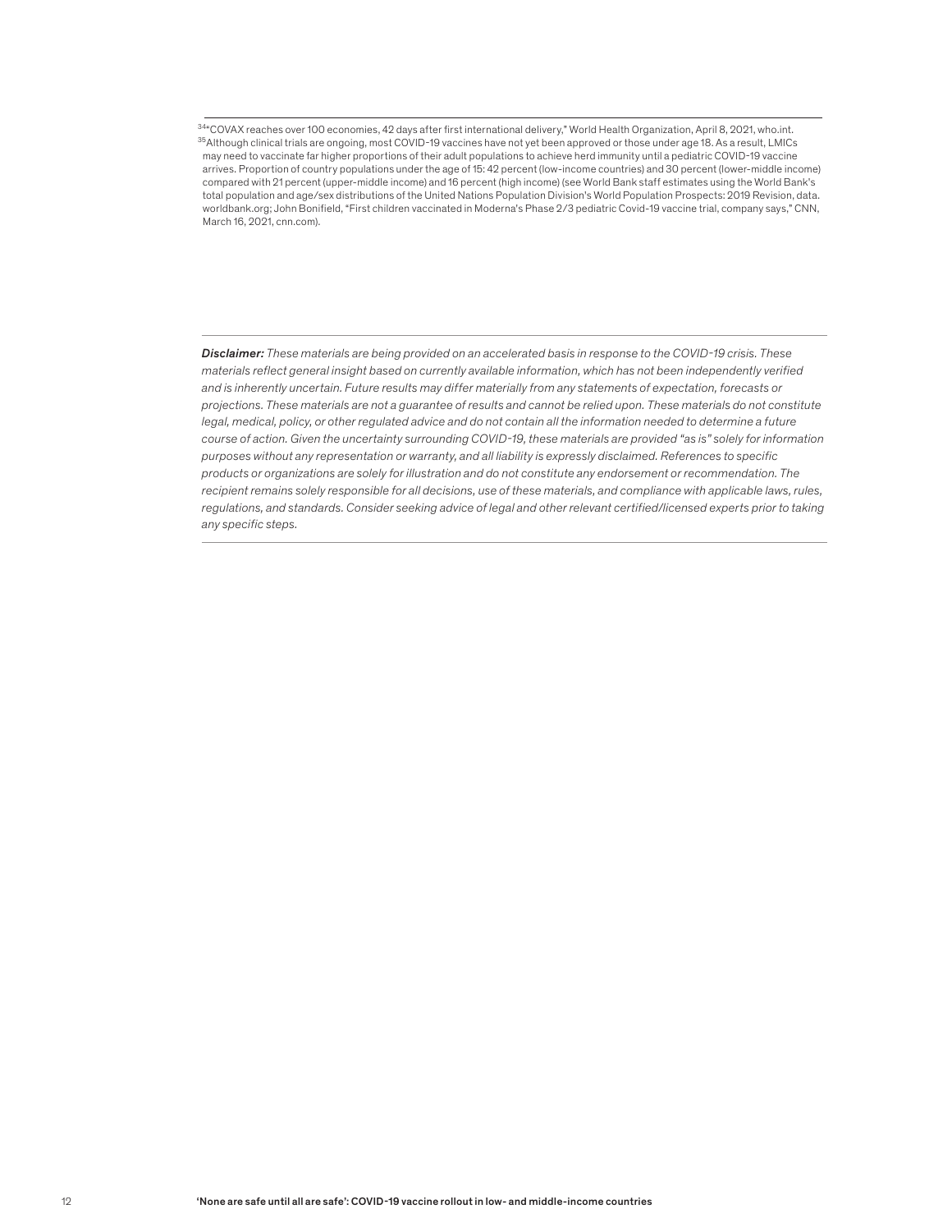[34]"COVAX reaches over 100 economies, 42 days after first international delivery," World Health Organization, April 8, 2021, who.int.

[35]Although clinical trials are ongoing, most COVID-19 vaccines have not yet been approved or those under age 18. As a result, LMICs may need to vaccinate far higher proportions of their adult populations to achieve herd immunity until a pediatric COVID-19 vaccine arrives. Proportion of country populations under the age of 15: 42 percent (low-income countries) and 30 percent (lower-middle income) compared with 21 percent (upper-middle income) and 16 percent (high income) (see World Bank staff estimates using the World Bank's total population and age/sex distributions of the United Nations Population Division's World Population Prospects: 2019 Revision, data.worldbank.org; John Bonifield, "First children vaccinated in Moderna's Phase 2/3 pediatric Covid-19 vaccine trial, company says," CNN, March 16, 2021, cnn.com).

***Disclaimer:*** *These materials are being provided on an accelerated basis in response to the COVID-19 crisis. These materials reflect general insight based on currently available information, which has not been independently verified and is inherently uncertain. Future results may differ materially from any statements of expectation, forecasts or projections. These materials are not a guarantee of results and cannot be relied upon. These materials do not constitute legal, medical, policy, or other regulated advice and do not contain all the information needed to determine a future course of action. Given the uncertainty surrounding COVID-19, these materials are provided "as is" solely for information purposes without any representation or warranty, and all liability is expressly disclaimed. References to specific products or organizations are solely for illustration and do not constitute any endorsement or recommendation. The recipient remains solely responsible for all decisions, use of these materials, and compliance with applicable laws, rules, regulations, and standards. Consider seeking advice of legal and other relevant certified/licensed experts prior to taking any specific steps.*